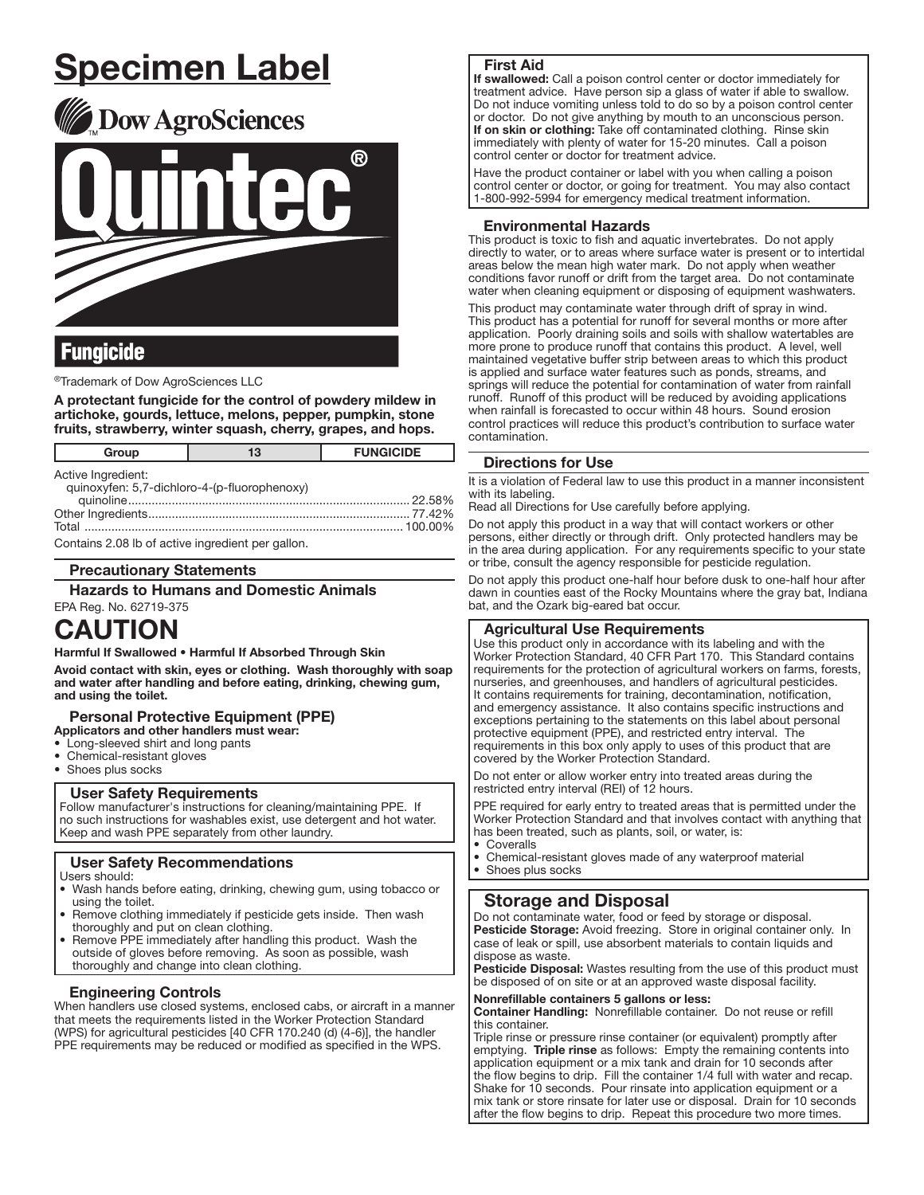# Specimen Label

Dow AgroSciences

# Quintec®

## Fungicide

®Trademark of Dow AgroSciences LLC

**A protectant fungicide for the control of powdery mildew in artichoke, gourds, lettuce, melons, pepper, pumpkin, stone fruits, strawberry, winter squash, cherry, grapes, and hops.**

| Group | 13 | FUNGICIDE |
|---|---|---|

Active Ingredient:
quinoxyfen: 5,7-dichloro-4-(p-fluorophenoxy) quinoline ........................................ 22.58%
Other Ingredients ........................................ 77.42%
Total ........................................ 100.00%

Contains 2.08 lb of active ingredient per gallon.

### Precautionary Statements

### Hazards to Humans and Domestic Animals

EPA Reg. No. 62719-375

# CAUTION

**Harmful If Swallowed • Harmful If Absorbed Through Skin**

**Avoid contact with skin, eyes or clothing. Wash thoroughly with soap and water after handling and before eating, drinking, chewing gum, and using the toilet.**

### Personal Protective Equipment (PPE)

**Applicators and other handlers must wear:**
- Long-sleeved shirt and long pants
- Chemical-resistant gloves
- Shoes plus socks

### User Safety Requirements

Follow manufacturer's instructions for cleaning/maintaining PPE. If no such instructions for washables exist, use detergent and hot water. Keep and wash PPE separately from other laundry.

### User Safety Recommendations

Users should:
- Wash hands before eating, drinking, chewing gum, using tobacco or using the toilet.
- Remove clothing immediately if pesticide gets inside. Then wash thoroughly and put on clean clothing.
- Remove PPE immediately after handling this product. Wash the outside of gloves before removing. As soon as possible, wash thoroughly and change into clean clothing.

### Engineering Controls

When handlers use closed systems, enclosed cabs, or aircraft in a manner that meets the requirements listed in the Worker Protection Standard (WPS) for agricultural pesticides [40 CFR 170.240 (d) (4-6)], the handler PPE requirements may be reduced or modified as specified in the WPS.

### First Aid

**If swallowed:** Call a poison control center or doctor immediately for treatment advice. Have person sip a glass of water if able to swallow. Do not induce vomiting unless told to do so by a poison control center or doctor. Do not give anything by mouth to an unconscious person.
**If on skin or clothing:** Take off contaminated clothing. Rinse skin immediately with plenty of water for 15-20 minutes. Call a poison control center or doctor for treatment advice.

Have the product container or label with you when calling a poison control center or doctor, or going for treatment. You may also contact 1-800-992-5994 for emergency medical treatment information.

### Environmental Hazards

This product is toxic to fish and aquatic invertebrates. Do not apply directly to water, or to areas where surface water is present or to intertidal areas below the mean high water mark. Do not apply when weather conditions favor runoff or drift from the target area. Do not contaminate water when cleaning equipment or disposing of equipment washwaters.

This product may contaminate water through drift of spray in wind. This product has a potential for runoff for several months or more after application. Poorly draining soils and soils with shallow watertables are more prone to produce runoff that contains this product. A level, well maintained vegetative buffer strip between areas to which this product is applied and surface water features such as ponds, streams, and springs will reduce the potential for contamination of water from rainfall runoff. Runoff of this product will be reduced by avoiding applications when rainfall is forecasted to occur within 48 hours. Sound erosion control practices will reduce this product's contribution to surface water contamination.

### Directions for Use

It is a violation of Federal law to use this product in a manner inconsistent with its labeling.
Read all Directions for Use carefully before applying.

Do not apply this product in a way that will contact workers or other persons, either directly or through drift. Only protected handlers may be in the area during application. For any requirements specific to your state or tribe, consult the agency responsible for pesticide regulation.

Do not apply this product one-half hour before dusk to one-half hour after dawn in counties east of the Rocky Mountains where the gray bat, Indiana bat, and the Ozark big-eared bat occur.

### Agricultural Use Requirements

Use this product only in accordance with its labeling and with the Worker Protection Standard, 40 CFR Part 170. This Standard contains requirements for the protection of agricultural workers on farms, forests, nurseries, and greenhouses, and handlers of agricultural pesticides. It contains requirements for training, decontamination, notification, and emergency assistance. It also contains specific instructions and exceptions pertaining to the statements on this label about personal protective equipment (PPE), and restricted entry interval. The requirements in this box only apply to uses of this product that are covered by the Worker Protection Standard.

Do not enter or allow worker entry into treated areas during the restricted entry interval (REI) of 12 hours.

PPE required for early entry to treated areas that is permitted under the Worker Protection Standard and that involves contact with anything that has been treated, such as plants, soil, or water, is:
- Coveralls
- Chemical-resistant gloves made of any waterproof material
- Shoes plus socks

## Storage and Disposal

Do not contaminate water, food or feed by storage or disposal.
**Pesticide Storage:** Avoid freezing. Store in original container only. In case of leak or spill, use absorbent materials to contain liquids and dispose as waste.
**Pesticide Disposal:** Wastes resulting from the use of this product must be disposed of on site or at an approved waste disposal facility.

**Nonrefillable containers 5 gallons or less:**
**Container Handling:** Nonrefillable container. Do not reuse or refill this container.
Triple rinse or pressure rinse container (or equivalent) promptly after emptying. **Triple rinse** as follows: Empty the remaining contents into application equipment or a mix tank and drain for 10 seconds after the flow begins to drip. Fill the container 1/4 full with water and recap. Shake for 10 seconds. Pour rinsate into application equipment or a mix tank or store rinsate for later use or disposal. Drain for 10 seconds after the flow begins to drip. Repeat this procedure two more times.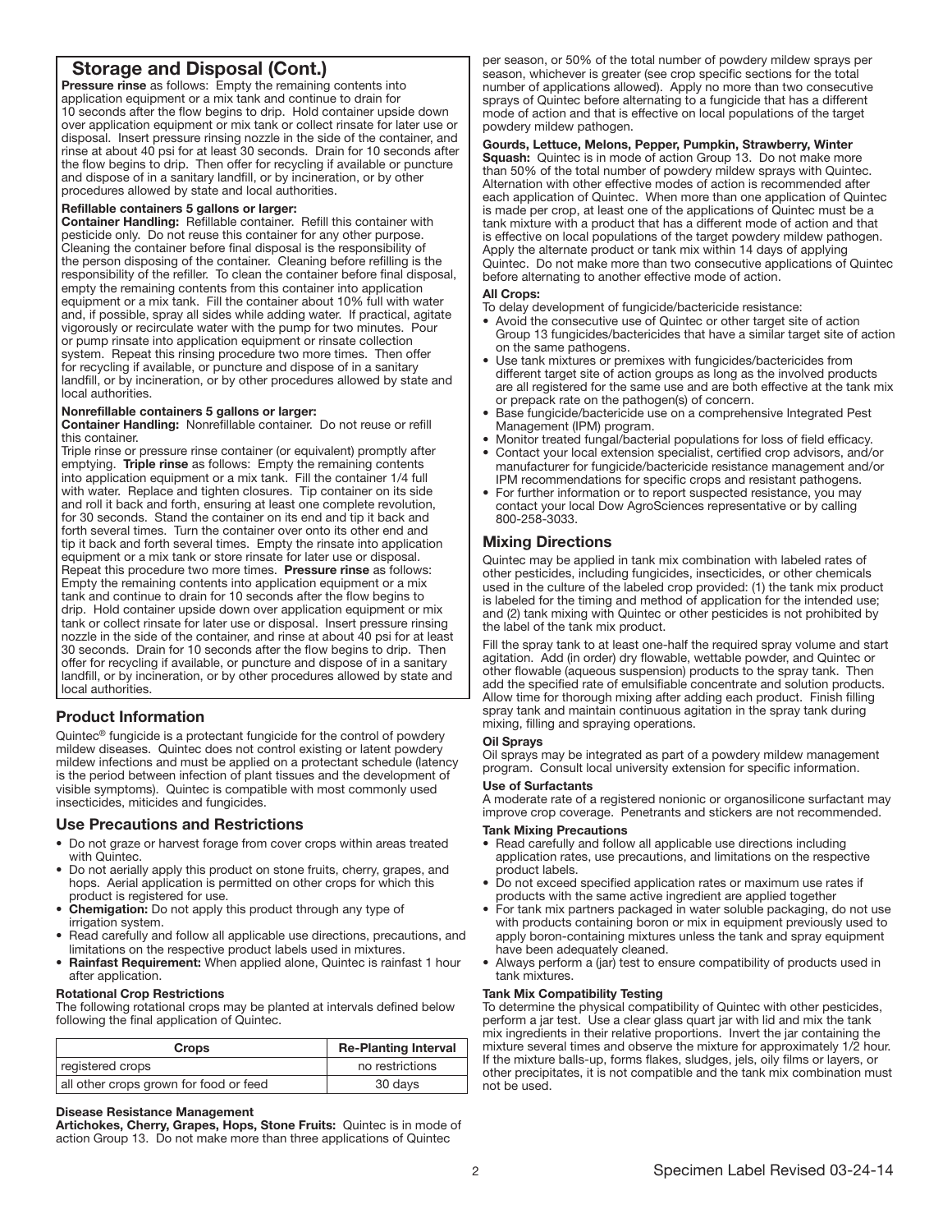## Storage and Disposal (Cont.)

**Pressure rinse** as follows: Empty the remaining contents into application equipment or a mix tank and continue to drain for 10 seconds after the flow begins to drip. Hold container upside down over application equipment or mix tank or collect rinsate for later use or disposal. Insert pressure rinsing nozzle in the side of the container, and rinse at about 40 psi for at least 30 seconds. Drain for 10 seconds after the flow begins to drip. Then offer for recycling if available or puncture and dispose of in a sanitary landfill, or by incineration, or by other procedures allowed by state and local authorities.

**Refillable containers 5 gallons or larger:**

**Container Handling:** Refillable container. Refill this container with pesticide only. Do not reuse this container for any other purpose. Cleaning the container before final disposal is the responsibility of the person disposing of the container. Cleaning before refilling is the responsibility of the refiller. To clean the container before final disposal, empty the remaining contents from this container into application equipment or a mix tank. Fill the container about 10% full with water and, if possible, spray all sides while adding water. If practical, agitate vigorously or recirculate water with the pump for two minutes. Pour or pump rinsate into application equipment or rinsate collection system. Repeat this rinsing procedure two more times. Then offer for recycling if available, or puncture and dispose of in a sanitary landfill, or by incineration, or by other procedures allowed by state and local authorities.

**Nonrefillable containers 5 gallons or larger:**

**Container Handling:** Nonrefillable container. Do not reuse or refill this container.

Triple rinse or pressure rinse container (or equivalent) promptly after emptying. **Triple rinse** as follows: Empty the remaining contents into application equipment or a mix tank. Fill the container 1/4 full with water. Replace and tighten closures. Tip container on its side and roll it back and forth, ensuring at least one complete revolution, for 30 seconds. Stand the container on its end and tip it back and forth several times. Turn the container over onto its other end and tip it back and forth several times. Empty the rinsate into application equipment or a mix tank or store rinsate for later use or disposal. Repeat this procedure two more times. **Pressure rinse** as follows: Empty the remaining contents into application equipment or a mix tank and continue to drain for 10 seconds after the flow begins to drip. Hold container upside down over application equipment or mix tank or collect rinsate for later use or disposal. Insert pressure rinsing nozzle in the side of the container, and rinse at about 40 psi for at least 30 seconds. Drain for 10 seconds after the flow begins to drip. Then offer for recycling if available, or puncture and dispose of in a sanitary landfill, or by incineration, or by other procedures allowed by state and local authorities.

## Product Information

Quintec® fungicide is a protectant fungicide for the control of powdery mildew diseases. Quintec does not control existing or latent powdery mildew infections and must be applied on a protectant schedule (latency is the period between infection of plant tissues and the development of visible symptoms). Quintec is compatible with most commonly used insecticides, miticides and fungicides.

## Use Precautions and Restrictions

- Do not graze or harvest forage from cover crops within areas treated with Quintec.
- Do not aerially apply this product on stone fruits, cherry, grapes, and hops. Aerial application is permitted on other crops for which this product is registered for use.
- **Chemigation:** Do not apply this product through any type of irrigation system.
- Read carefully and follow all applicable use directions, precautions, and limitations on the respective product labels used in mixtures.
- **Rainfast Requirement:** When applied alone, Quintec is rainfast 1 hour after application.

**Rotational Crop Restrictions**

The following rotational crops may be planted at intervals defined below following the final application of Quintec.

| Crops | Re-Planting Interval |
|---|---|
| registered crops | no restrictions |
| all other crops grown for food or feed | 30 days |

**Disease Resistance Management**

**Artichokes, Cherry, Grapes, Hops, Stone Fruits:** Quintec is in mode of action Group 13. Do not make more than three applications of Quintec per season, or 50% of the total number of powdery mildew sprays per season, whichever is greater (see crop specific sections for the total number of applications allowed). Apply no more than two consecutive sprays of Quintec before alternating to a fungicide that has a different mode of action and that is effective on local populations of the target powdery mildew pathogen.

**Gourds, Lettuce, Melons, Pepper, Pumpkin, Strawberry, Winter Squash:** Quintec is in mode of action Group 13. Do not make more than 50% of the total number of powdery mildew sprays with Quintec. Alternation with other effective modes of action is recommended after each application of Quintec. When more than one application of Quintec is made per crop, at least one of the applications of Quintec must be a tank mixture with a product that has a different mode of action and that is effective on local populations of the target powdery mildew pathogen. Apply the alternate product or tank mix within 14 days of applying Quintec. Do not make more than two consecutive applications of Quintec before alternating to another effective mode of action.

**All Crops:**

To delay development of fungicide/bactericide resistance:

- Avoid the consecutive use of Quintec or other target site of action Group 13 fungicides/bactericides that have a similar target site of action on the same pathogens.
- Use tank mixtures or premixes with fungicides/bactericides from different target site of action groups as long as the involved products are all registered for the same use and are both effective at the tank mix or prepack rate on the pathogen(s) of concern.
- Base fungicide/bactericide use on a comprehensive Integrated Pest Management (IPM) program.
- Monitor treated fungal/bacterial populations for loss of field efficacy.
- Contact your local extension specialist, certified crop advisors, and/or manufacturer for fungicide/bactericide resistance management and/or IPM recommendations for specific crops and resistant pathogens.
- For further information or to report suspected resistance, you may contact your local Dow AgroSciences representative or by calling 800-258-3033.

## Mixing Directions

Quintec may be applied in tank mix combination with labeled rates of other pesticides, including fungicides, insecticides, or other chemicals used in the culture of the labeled crop provided: (1) the tank mix product is labeled for the timing and method of application for the intended use; and (2) tank mixing with Quintec or other pesticides is not prohibited by the label of the tank mix product.

Fill the spray tank to at least one-half the required spray volume and start agitation. Add (in order) dry flowable, wettable powder, and Quintec or other flowable (aqueous suspension) products to the spray tank. Then add the specified rate of emulsifiable concentrate and solution products. Allow time for thorough mixing after adding each product. Finish filling spray tank and maintain continuous agitation in the spray tank during mixing, filling and spraying operations.

**Oil Sprays**

Oil sprays may be integrated as part of a powdery mildew management program. Consult local university extension for specific information.

**Use of Surfactants**

A moderate rate of a registered nonionic or organosilicone surfactant may improve crop coverage. Penetrants and stickers are not recommended.

**Tank Mixing Precautions**

- Read carefully and follow all applicable use directions including application rates, use precautions, and limitations on the respective product labels.
- Do not exceed specified application rates or maximum use rates if products with the same active ingredient are applied together
- For tank mix partners packaged in water soluble packaging, do not use with products containing boron or mix in equipment previously used to apply boron-containing mixtures unless the tank and spray equipment have been adequately cleaned.
- Always perform a (jar) test to ensure compatibility of products used in tank mixtures.

**Tank Mix Compatibility Testing**

To determine the physical compatibility of Quintec with other pesticides, perform a jar test. Use a clear glass quart jar with lid and mix the tank mix ingredients in their relative proportions. Invert the jar containing the mixture several times and observe the mixture for approximately 1/2 hour. If the mixture balls-up, forms flakes, sludges, jels, oily films or layers, or other precipitates, it is not compatible and the tank mix combination must not be used.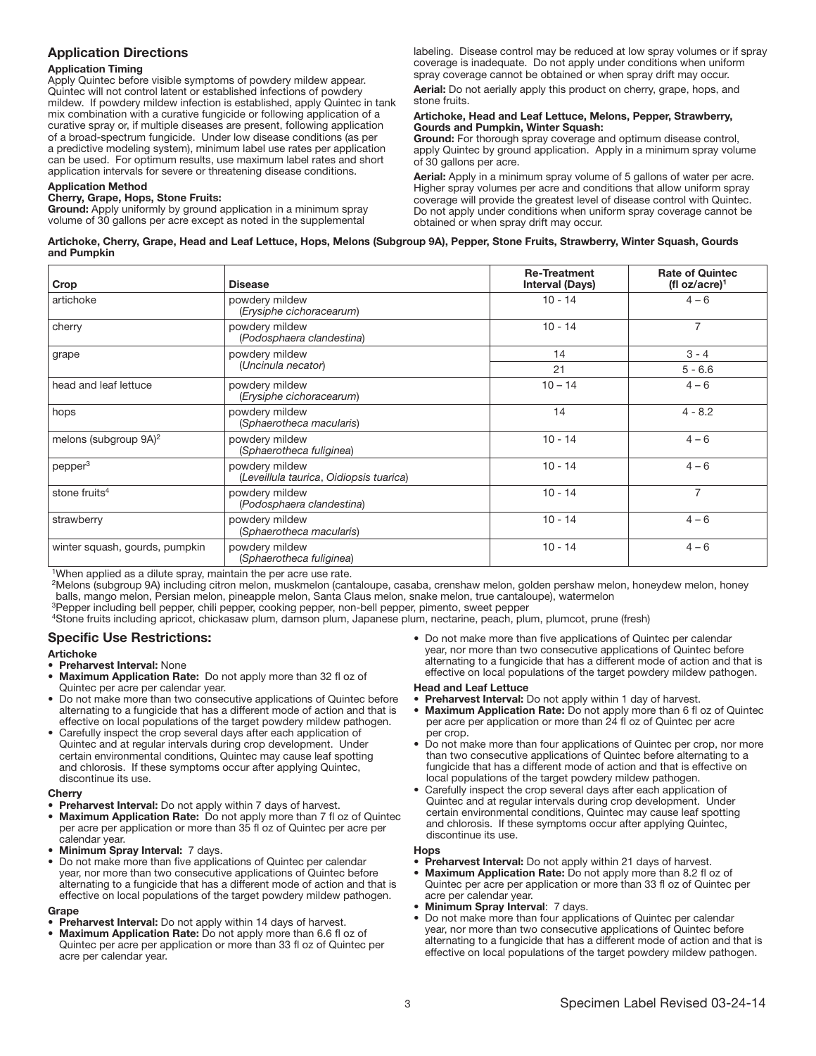## Application Directions

### Application Timing

Apply Quintec before visible symptoms of powdery mildew appear. Quintec will not control latent or established infections of powdery mildew. If powdery mildew infection is established, apply Quintec in tank mix combination with a curative fungicide or following application of a curative spray or, if multiple diseases are present, following application of a broad-spectrum fungicide. Under low disease conditions (as per a predictive modeling system), minimum label use rates per application can be used. For optimum results, use maximum label rates and short application intervals for severe or threatening disease conditions.

### Application Method

**Cherry, Grape, Hops, Stone Fruits:**

**Ground:** Apply uniformly by ground application in a minimum spray volume of 30 gallons per acre except as noted in the supplemental labeling. Disease control may be reduced at low spray volumes or if spray coverage is inadequate. Do not apply under conditions when uniform spray coverage cannot be obtained or when spray drift may occur.

**Aerial:** Do not aerially apply this product on cherry, grape, hops, and stone fruits.

**Artichoke, Head and Leaf Lettuce, Melons, Pepper, Strawberry, Gourds and Pumpkin, Winter Squash:**

**Ground:** For thorough spray coverage and optimum disease control, apply Quintec by ground application. Apply in a minimum spray volume of 30 gallons per acre.

**Aerial:** Apply in a minimum spray volume of 5 gallons of water per acre. Higher spray volumes per acre and conditions that allow uniform spray coverage will provide the greatest level of disease control with Quintec. Do not apply under conditions when uniform spray coverage cannot be obtained or when spray drift may occur.

**Artichoke, Cherry, Grape, Head and Leaf Lettuce, Hops, Melons (Subgroup 9A), Pepper, Stone Fruits, Strawberry, Winter Squash, Gourds and Pumpkin**

| Crop | Disease | Re-Treatment Interval (Days) | Rate of Quintec (fl oz/acre)[1] |
|---|---|---|---|
| artichoke | powdery mildew (*Erysiphe cichoracearum*) | 10 - 14 | 4 – 6 |
| cherry | powdery mildew (*Podosphaera clandestina*) | 10 - 14 | 7 |
| grape | powdery mildew (*Uncinula necator*) | 14 | 3 - 4 |
| | | 21 | 5 - 6.6 |
| head and leaf lettuce | powdery mildew (*Erysiphe cichoracearum*) | 10 – 14 | 4 – 6 |
| hops | powdery mildew (*Sphaerotheca macularis*) | 14 | 4 - 8.2 |
| melons (subgroup 9A)[2] | powdery mildew (*Sphaerotheca fuliginea*) | 10 - 14 | 4 – 6 |
| pepper[3] | powdery mildew (*Leveillula taurica*, *Oidiopsis tuarica*) | 10 - 14 | 4 – 6 |
| stone fruits[4] | powdery mildew (*Podosphaera clandestina*) | 10 - 14 | 7 |
| strawberry | powdery mildew (*Sphaerotheca macularis*) | 10 - 14 | 4 – 6 |
| winter squash, gourds, pumpkin | powdery mildew (*Sphaerotheca fuliginea*) | 10 - 14 | 4 – 6 |

[1]When applied as a dilute spray, maintain the per acre use rate.

[2]Melons (subgroup 9A) including citron melon, muskmelon (cantaloupe, casaba, crenshaw melon, golden pershaw melon, honeydew melon, honey balls, mango melon, Persian melon, pineapple melon, Santa Claus melon, snake melon, true cantaloupe), watermelon

[3]Pepper including bell pepper, chili pepper, cooking pepper, non-bell pepper, pimento, sweet pepper

[4]Stone fruits including apricot, chickasaw plum, damson plum, Japanese plum, nectarine, peach, plum, plumcot, prune (fresh)

## Specific Use Restrictions:

### Artichoke

- **Preharvest Interval:** None
- **Maximum Application Rate:** Do not apply more than 32 fl oz of Quintec per acre per calendar year.
- Do not make more than two consecutive applications of Quintec before alternating to a fungicide that has a different mode of action and that is effective on local populations of the target powdery mildew pathogen.
- Carefully inspect the crop several days after each application of Quintec and at regular intervals during crop development. Under certain environmental conditions, Quintec may cause leaf spotting and chlorosis. If these symptoms occur after applying Quintec, discontinue its use.

### Cherry

- **Preharvest Interval:** Do not apply within 7 days of harvest.
- **Maximum Application Rate:** Do not apply more than 7 fl oz of Quintec per acre per application or more than 35 fl oz of Quintec per acre per calendar year.
- **Minimum Spray Interval:** 7 days.
- Do not make more than five applications of Quintec per calendar year, nor more than two consecutive applications of Quintec before alternating to a fungicide that has a different mode of action and that is effective on local populations of the target powdery mildew pathogen.

### Grape

- **Preharvest Interval:** Do not apply within 14 days of harvest.
- **Maximum Application Rate:** Do not apply more than 6.6 fl oz of Quintec per acre per application or more than 33 fl oz of Quintec per acre per calendar year.
- Do not make more than five applications of Quintec per calendar year, nor more than two consecutive applications of Quintec before alternating to a fungicide that has a different mode of action and that is effective on local populations of the target powdery mildew pathogen.

### Head and Leaf Lettuce

- **Preharvest Interval:** Do not apply within 1 day of harvest.
- **Maximum Application Rate:** Do not apply more than 6 fl oz of Quintec per acre per application or more than 24 fl oz of Quintec per acre per crop.
- Do not make more than four applications of Quintec per crop, nor more than two consecutive applications of Quintec before alternating to a fungicide that has a different mode of action and that is effective on local populations of the target powdery mildew pathogen.
- Carefully inspect the crop several days after each application of Quintec and at regular intervals during crop development. Under certain environmental conditions, Quintec may cause leaf spotting and chlorosis. If these symptoms occur after applying Quintec, discontinue its use.

### Hops

- **Preharvest Interval:** Do not apply within 21 days of harvest.
- **Maximum Application Rate:** Do not apply more than 8.2 fl oz of Quintec per acre per application or more than 33 fl oz of Quintec per acre per calendar year.
- **Minimum Spray Interval**: 7 days.
- Do not make more than four applications of Quintec per calendar year, nor more than two consecutive applications of Quintec before alternating to a fungicide that has a different mode of action and that is effective on local populations of the target powdery mildew pathogen.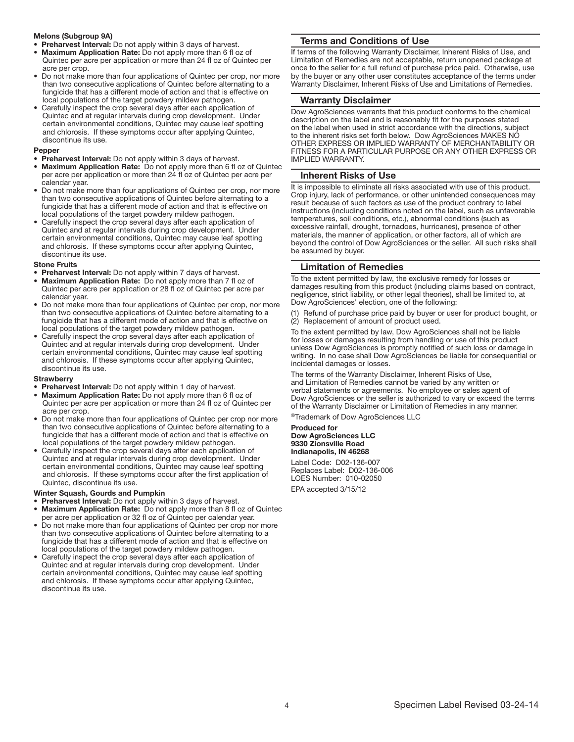**Melons (Subgroup 9A)**

- **Preharvest Interval:** Do not apply within 3 days of harvest.
- **Maximum Application Rate:** Do not apply more than 6 fl oz of Quintec per acre per application or more than 24 fl oz of Quintec per acre per crop.
- Do not make more than four applications of Quintec per crop, nor more than two consecutive applications of Quintec before alternating to a fungicide that has a different mode of action and that is effective on local populations of the target powdery mildew pathogen.
- Carefully inspect the crop several days after each application of Quintec and at regular intervals during crop development. Under certain environmental conditions, Quintec may cause leaf spotting and chlorosis. If these symptoms occur after applying Quintec, discontinue its use.

**Pepper**

- **Preharvest Interval:** Do not apply within 3 days of harvest.
- **Maximum Application Rate:** Do not apply more than 6 fl oz of Quintec per acre per application or more than 24 fl oz of Quintec per acre per calendar year.
- Do not make more than four applications of Quintec per crop, nor more than two consecutive applications of Quintec before alternating to a fungicide that has a different mode of action and that is effective on local populations of the target powdery mildew pathogen.
- Carefully inspect the crop several days after each application of Quintec and at regular intervals during crop development. Under certain environmental conditions, Quintec may cause leaf spotting and chlorosis. If these symptoms occur after applying Quintec, discontinue its use.

**Stone Fruits**

- **Preharvest Interval:** Do not apply within 7 days of harvest.
- **Maximum Application Rate:** Do not apply more than 7 fl oz of Quintec per acre per application or 28 fl oz of Quintec per acre per calendar year.
- Do not make more than four applications of Quintec per crop, nor more than two consecutive applications of Quintec before alternating to a fungicide that has a different mode of action and that is effective on local populations of the target powdery mildew pathogen.
- Carefully inspect the crop several days after each application of Quintec and at regular intervals during crop development. Under certain environmental conditions, Quintec may cause leaf spotting and chlorosis. If these symptoms occur after applying Quintec, discontinue its use.

**Strawberry**

- **Preharvest Interval:** Do not apply within 1 day of harvest.
- **Maximum Application Rate:** Do not apply more than 6 fl oz of Quintec per acre per application or more than 24 fl oz of Quintec per acre per crop.
- Do not make more than four applications of Quintec per crop nor more than two consecutive applications of Quintec before alternating to a fungicide that has a different mode of action and that is effective on local populations of the target powdery mildew pathogen.
- Carefully inspect the crop several days after each application of Quintec and at regular intervals during crop development. Under certain environmental conditions, Quintec may cause leaf spotting and chlorosis. If these symptoms occur after the first application of Quintec, discontinue its use.

**Winter Squash, Gourds and Pumpkin**

- **Preharvest Interval:** Do not apply within 3 days of harvest.
- **Maximum Application Rate:** Do not apply more than 8 fl oz of Quintec per acre per application or 32 fl oz of Quintec per calendar year.
- Do not make more than four applications of Quintec per crop nor more than two consecutive applications of Quintec before alternating to a fungicide that has a different mode of action and that is effective on local populations of the target powdery mildew pathogen.
- Carefully inspect the crop several days after each application of Quintec and at regular intervals during crop development. Under certain environmental conditions, Quintec may cause leaf spotting and chlorosis. If these symptoms occur after applying Quintec, discontinue its use.

## Terms and Conditions of Use

If terms of the following Warranty Disclaimer, Inherent Risks of Use, and Limitation of Remedies are not acceptable, return unopened package at once to the seller for a full refund of purchase price paid. Otherwise, use by the buyer or any other user constitutes acceptance of the terms under Warranty Disclaimer, Inherent Risks of Use and Limitations of Remedies.

## Warranty Disclaimer

Dow AgroSciences warrants that this product conforms to the chemical description on the label and is reasonably fit for the purposes stated on the label when used in strict accordance with the directions, subject to the inherent risks set forth below. Dow AgroSciences MAKES NO OTHER EXPRESS OR IMPLIED WARRANTY OF MERCHANTABILITY OR FITNESS FOR A PARTICULAR PURPOSE OR ANY OTHER EXPRESS OR IMPLIED WARRANTY.

## Inherent Risks of Use

It is impossible to eliminate all risks associated with use of this product. Crop injury, lack of performance, or other unintended consequences may result because of such factors as use of the product contrary to label instructions (including conditions noted on the label, such as unfavorable temperatures, soil conditions, etc.), abnormal conditions (such as excessive rainfall, drought, tornadoes, hurricanes), presence of other materials, the manner of application, or other factors, all of which are beyond the control of Dow AgroSciences or the seller. All such risks shall be assumed by buyer.

## Limitation of Remedies

To the extent permitted by law, the exclusive remedy for losses or damages resulting from this product (including claims based on contract, negligence, strict liability, or other legal theories), shall be limited to, at Dow AgroSciences' election, one of the following:

(1) Refund of purchase price paid by buyer or user for product bought, or
(2) Replacement of amount of product used.

To the extent permitted by law, Dow AgroSciences shall not be liable for losses or damages resulting from handling or use of this product unless Dow AgroSciences is promptly notified of such loss or damage in writing. In no case shall Dow AgroSciences be liable for consequential or incidental damages or losses.

The terms of the Warranty Disclaimer, Inherent Risks of Use, and Limitation of Remedies cannot be varied by any written or verbal statements or agreements. No employee or sales agent of Dow AgroSciences or the seller is authorized to vary or exceed the terms of the Warranty Disclaimer or Limitation of Remedies in any manner.

®Trademark of Dow AgroSciences LLC

**Produced for**
**Dow AgroSciences LLC**
**9330 Zionsville Road**
**Indianapolis, IN 46268**

Label Code: D02-136-007
Replaces Label: D02-136-006
LOES Number: 010-02050

EPA accepted 3/15/12

Specimen Label Revised 03-24-14